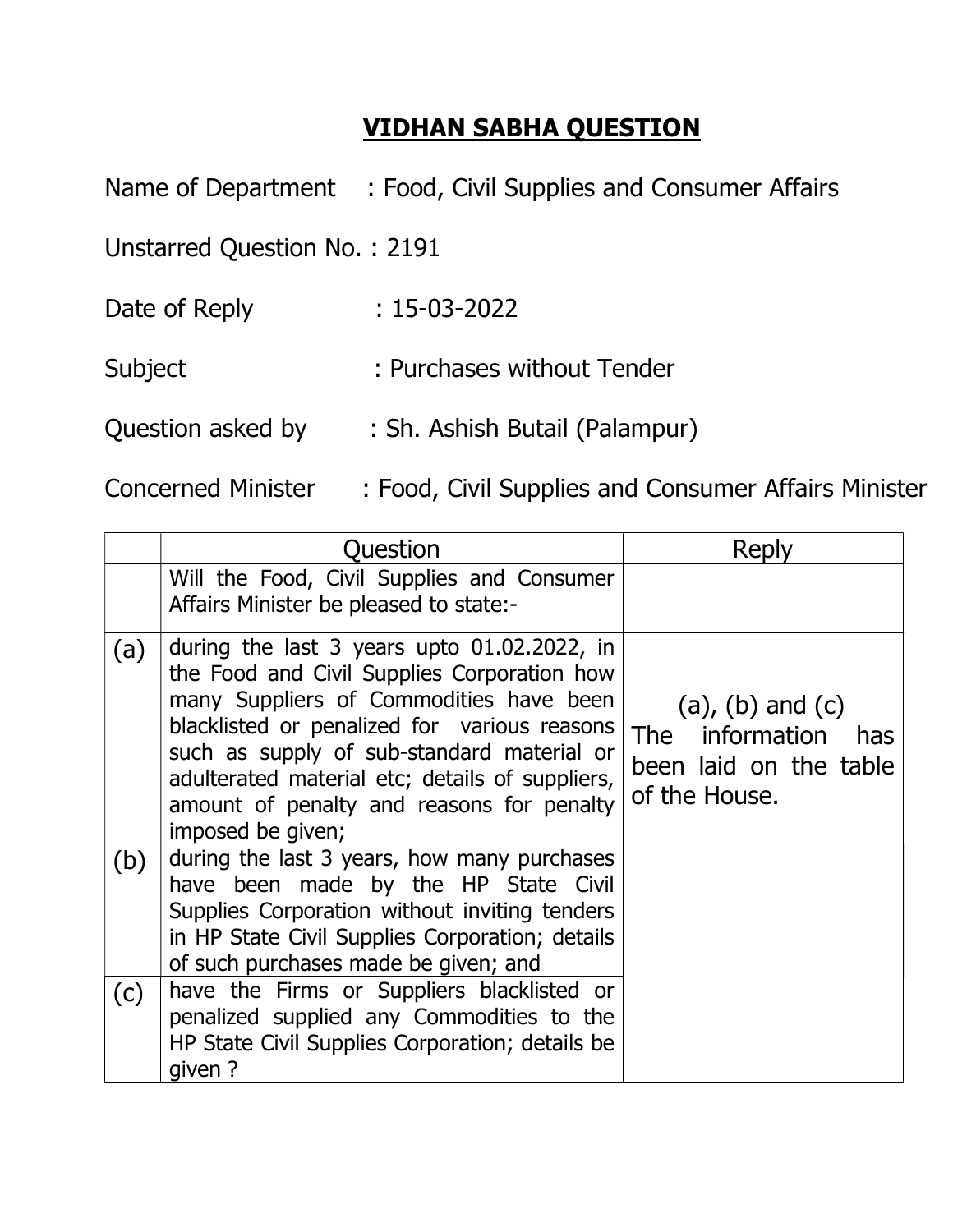# VIDHAN SABHA QUESTION

Name of Department : Food, Civil Supplies and Consumer Affairs

Unstarred Question No. : 2191

Date of Reply : 15-03-2022

Subject : Purchases without Tender

Question asked by : Sh. Ashish Butail (Palampur)

Concerned Minister : Food, Civil Supplies and Consumer Affairs Minister

| | Question | Reply |
|---|---|---|
| | Will the Food, Civil Supplies and Consumer Affairs Minister be pleased to state:- | |
| (a) | during the last 3 years upto 01.02.2022, in the Food and Civil Supplies Corporation how many Suppliers of Commodities have been blacklisted or penalized for various reasons such as supply of sub-standard material or adulterated material etc; details of suppliers, amount of penalty and reasons for penalty imposed be given; | (a), (b) and (c) The information has been laid on the table of the House. |
| (b) | during the last 3 years, how many purchases have been made by the HP State Civil Supplies Corporation without inviting tenders in HP State Civil Supplies Corporation; details of such purchases made be given; and | |
| (c) | have the Firms or Suppliers blacklisted or penalized supplied any Commodities to the HP State Civil Supplies Corporation; details be given ? | |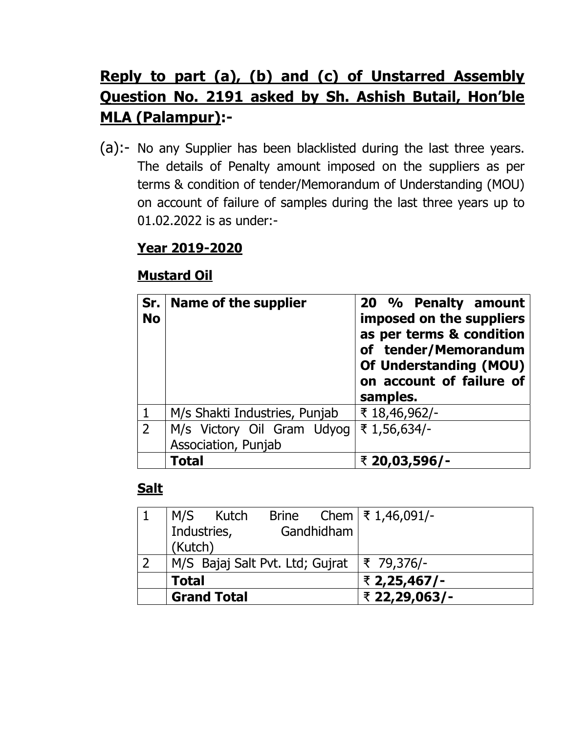## Reply to part (a), (b) and (c) of Unstarred Assembly Question No. 2191 asked by Sh. Ashish Butail, Hon'ble MLA (Palampur):-

(a):- No any Supplier has been blacklisted during the last three years. The details of Penalty amount imposed on the suppliers as per terms & condition of tender/Memorandum of Understanding (MOU) on account of failure of samples during the last three years up to 01.02.2022 is as under:-

**Year 2019-2020**

**Mustard Oil**

| Sr. No | Name of the supplier | 20 % Penalty amount imposed on the suppliers as per terms & condition of tender/Memorandum Of Understanding (MOU) on account of failure of samples. |
|---|---|---|
| 1 | M/s Shakti Industries, Punjab | ₹ 18,46,962/- |
| 2 | M/s Victory Oil Gram Udyog Association, Punjab | ₹ 1,56,634/- |
| | **Total** | ₹ **20,03,596/-** |

**Salt**

| | | |
|---|---|---|
| 1 | M/S Kutch Brine Chem Industries, Gandhidham (Kutch) | ₹ 1,46,091/- |
| 2 | M/S Bajaj Salt Pvt. Ltd; Gujrat | ₹ 79,376/- |
| | **Total** | ₹ **2,25,467/-** |
| | **Grand Total** | ₹ **22,29,063/-** |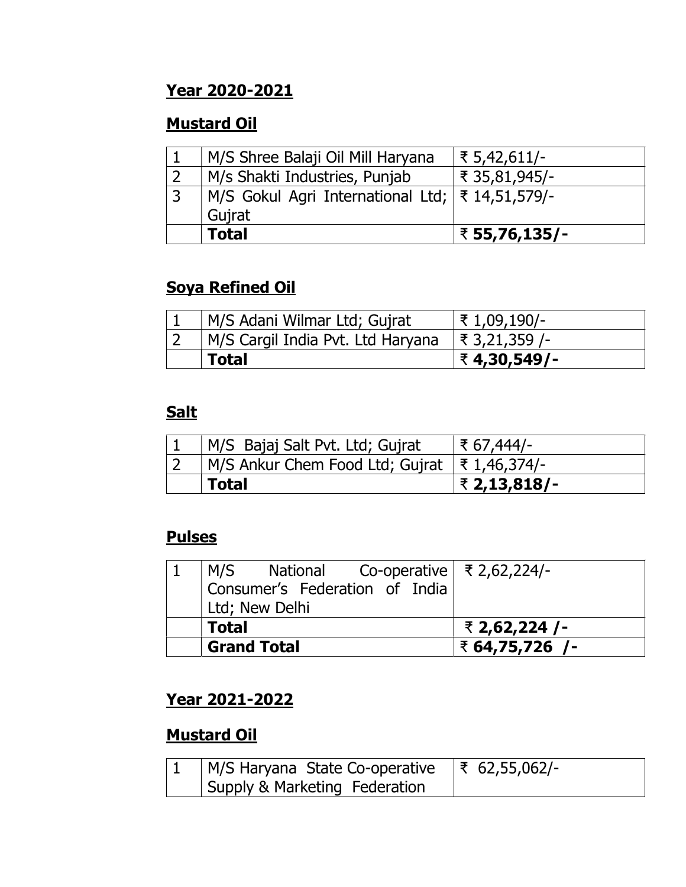**Year 2020-2021**

**Mustard Oil**

| | | |
|---|---|---|
| 1 | M/S Shree Balaji Oil Mill Haryana | ₹ 5,42,611/- |
| 2 | M/s Shakti Industries, Punjab | ₹ 35,81,945/- |
| 3 | M/S Gokul Agri International Ltd; Gujrat | ₹ 14,51,579/- |
| | **Total** | **₹ 55,76,135/-** |

**Soya Refined Oil**

| | | |
|---|---|---|
| 1 | M/S Adani Wilmar Ltd; Gujrat | ₹ 1,09,190/- |
| 2 | M/S Cargil India Pvt. Ltd Haryana | ₹ 3,21,359 /- |
| | **Total** | **₹ 4,30,549/-** |

**Salt**

| | | |
|---|---|---|
| 1 | M/S Bajaj Salt Pvt. Ltd; Gujrat | ₹ 67,444/- |
| 2 | M/S Ankur Chem Food Ltd; Gujrat | ₹ 1,46,374/- |
| | **Total** | **₹ 2,13,818/-** |

**Pulses**

| | | |
|---|---|---|
| 1 | M/S National Co-operative Consumer's Federation of India Ltd; New Delhi | ₹ 2,62,224/- |
| | **Total** | **₹ 2,62,224 /-** |
| | **Grand Total** | **₹ 64,75,726 /-** |

**Year 2021-2022**

**Mustard Oil**

| | | |
|---|---|---|
| 1 | M/S Haryana State Co-operative Supply & Marketing Federation | ₹ 62,55,062/- |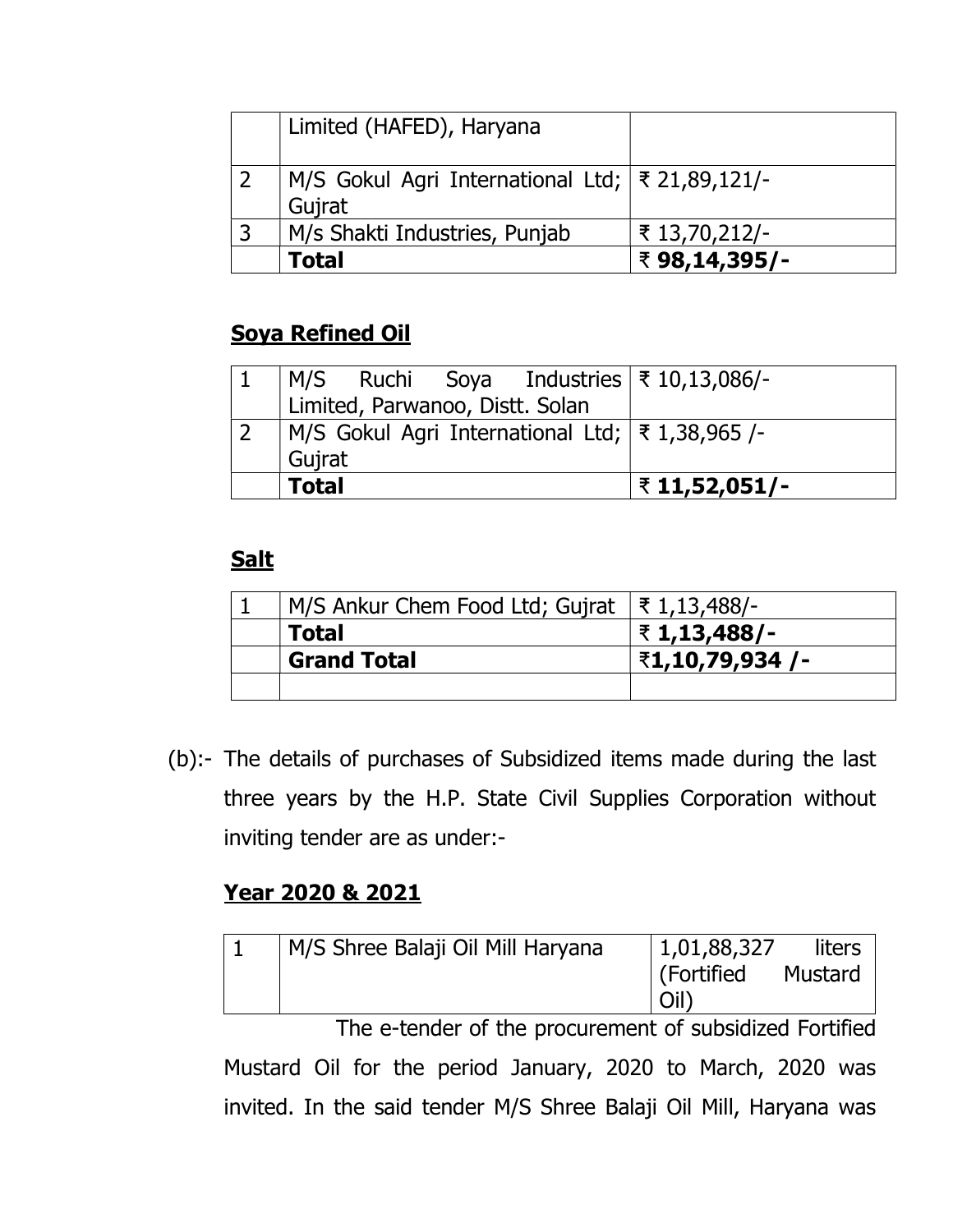|  | Limited (HAFED), Haryana |  |
|---|---|---|
| 2 | M/S Gokul Agri International Ltd; Gujrat | ₹ 21,89,121/- |
| 3 | M/s Shakti Industries, Punjab | ₹ 13,70,212/- |
|  | **Total** | **₹ 98,14,395/-** |

**Soya Refined Oil**

| 1 | M/S Ruchi Soya Industries Limited, Parwanoo, Distt. Solan | ₹ 10,13,086/- |
|---|---|---|
| 2 | M/S Gokul Agri International Ltd; Gujrat | ₹ 1,38,965 /- |
|  | **Total** | **₹ 11,52,051/-** |

**Salt**

| 1 | M/S Ankur Chem Food Ltd; Gujrat | ₹ 1,13,488/- |
|---|---|---|
|  | **Total** | **₹ 1,13,488/-** |
|  | **Grand Total** | **₹1,10,79,934 /-** |
|  |  |  |

(b):- The details of purchases of Subsidized items made during the last three years by the H.P. State Civil Supplies Corporation without inviting tender are as under:-

**Year 2020 & 2021**

| 1 | M/S Shree Balaji Oil Mill Haryana | 1,01,88,327 liters (Fortified Mustard Oil) |
|---|---|---|

The e-tender of the procurement of subsidized Fortified Mustard Oil for the period January, 2020 to March, 2020 was invited. In the said tender M/S Shree Balaji Oil Mill, Haryana was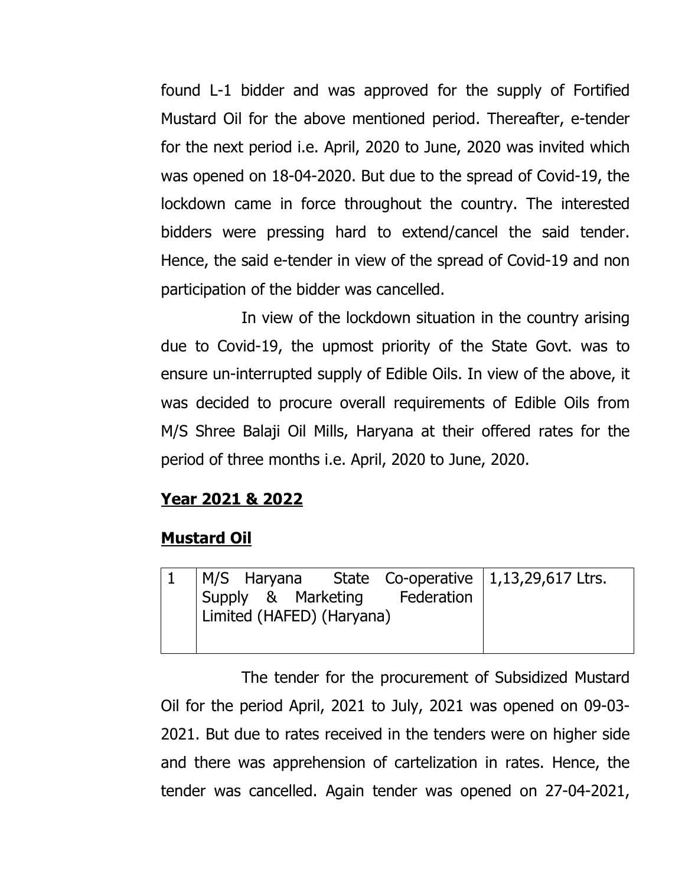found L-1 bidder and was approved for the supply of Fortified Mustard Oil for the above mentioned period. Thereafter, e-tender for the next period i.e. April, 2020 to June, 2020 was invited which was opened on 18-04-2020. But due to the spread of Covid-19, the lockdown came in force throughout the country. The interested bidders were pressing hard to extend/cancel the said tender. Hence, the said e-tender in view of the spread of Covid-19 and non participation of the bidder was cancelled.

In view of the lockdown situation in the country arising due to Covid-19, the upmost priority of the State Govt. was to ensure un-interrupted supply of Edible Oils. In view of the above, it was decided to procure overall requirements of Edible Oils from M/S Shree Balaji Oil Mills, Haryana at their offered rates for the period of three months i.e. April, 2020 to June, 2020.

**Year 2021 & 2022**

**Mustard Oil**

| | | |
|---|---|---|
| 1 | M/S Haryana State Co-operative Supply & Marketing Federation Limited (HAFED) (Haryana) | 1,13,29,617 Ltrs. |

The tender for the procurement of Subsidized Mustard Oil for the period April, 2021 to July, 2021 was opened on 09-03-2021. But due to rates received in the tenders were on higher side and there was apprehension of cartelization in rates. Hence, the tender was cancelled. Again tender was opened on 27-04-2021,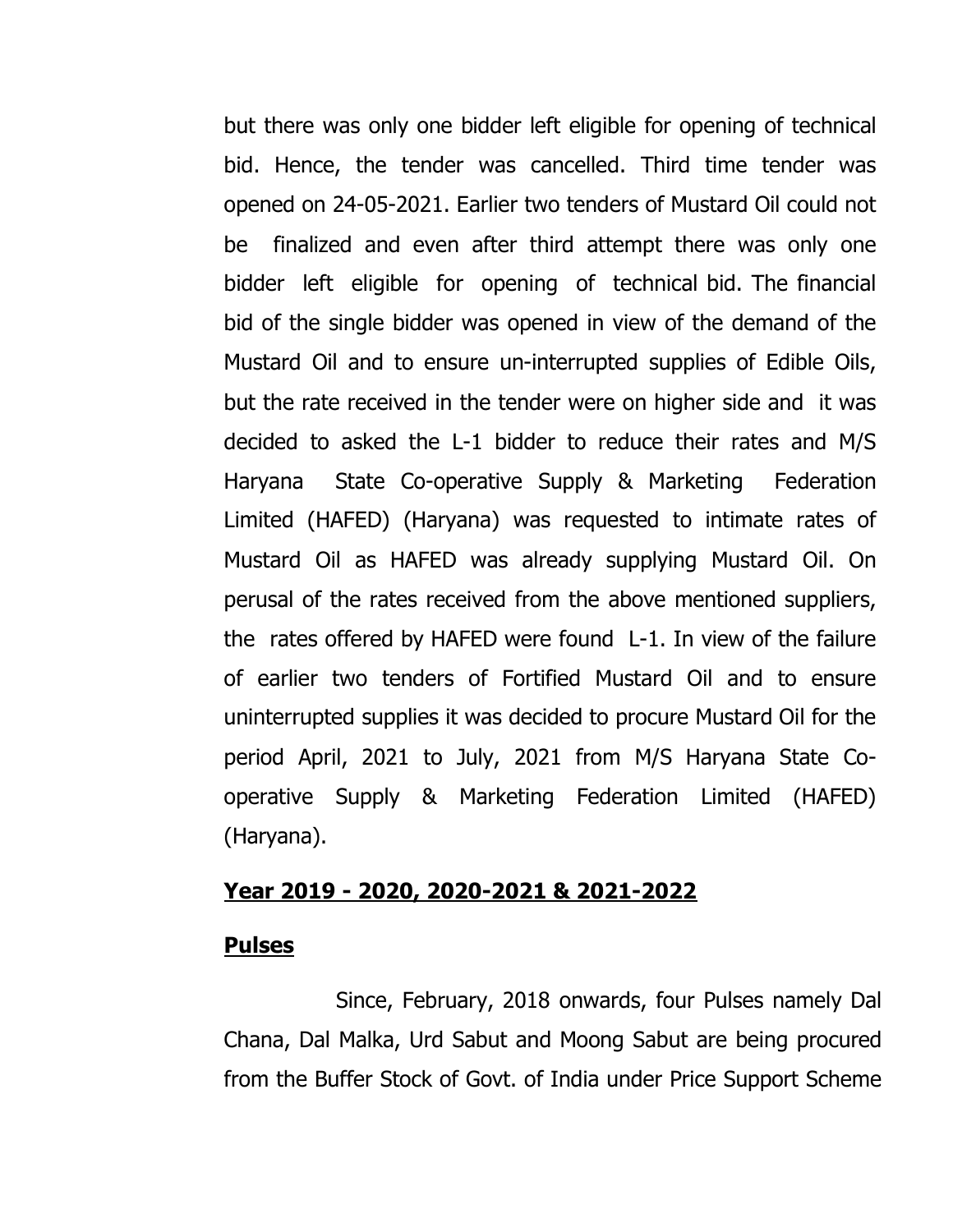but there was only one bidder left eligible for opening of technical bid. Hence, the tender was cancelled. Third time tender was opened on 24-05-2021. Earlier two tenders of Mustard Oil could not be finalized and even after third attempt there was only one bidder left eligible for opening of technical bid. The financial bid of the single bidder was opened in view of the demand of the Mustard Oil and to ensure un-interrupted supplies of Edible Oils, but the rate received in the tender were on higher side and it was decided to asked the L-1 bidder to reduce their rates and M/S Haryana State Co-operative Supply & Marketing Federation Limited (HAFED) (Haryana) was requested to intimate rates of Mustard Oil as HAFED was already supplying Mustard Oil. On perusal of the rates received from the above mentioned suppliers, the rates offered by HAFED were found L-1. In view of the failure of earlier two tenders of Fortified Mustard Oil and to ensure uninterrupted supplies it was decided to procure Mustard Oil for the period April, 2021 to July, 2021 from M/S Haryana State Co-operative Supply & Marketing Federation Limited (HAFED) (Haryana).

**Year 2019 - 2020, 2020-2021 & 2021-2022**

**Pulses**

Since, February, 2018 onwards, four Pulses namely Dal Chana, Dal Malka, Urd Sabut and Moong Sabut are being procured from the Buffer Stock of Govt. of India under Price Support Scheme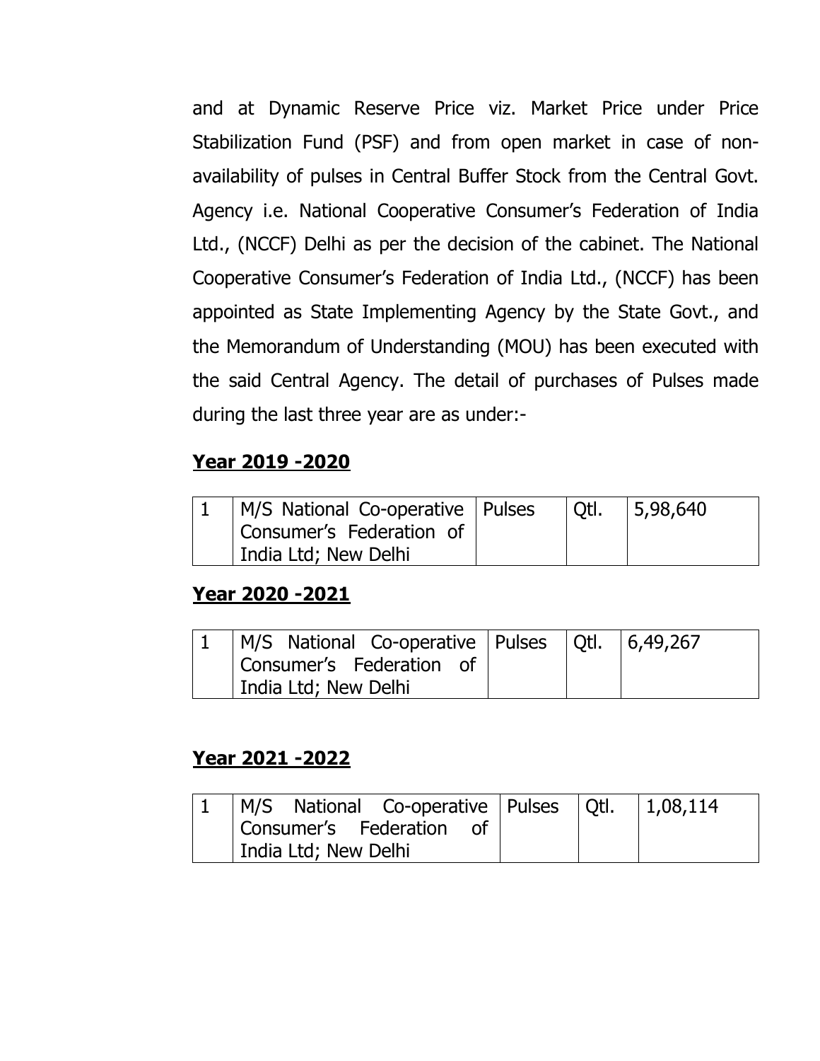and at Dynamic Reserve Price viz. Market Price under Price Stabilization Fund (PSF) and from open market in case of non-availability of pulses in Central Buffer Stock from the Central Govt. Agency i.e. National Cooperative Consumer's Federation of India Ltd., (NCCF) Delhi as per the decision of the cabinet. The National Cooperative Consumer's Federation of India Ltd., (NCCF) has been appointed as State Implementing Agency by the State Govt., and the Memorandum of Understanding (MOU) has been executed with the said Central Agency. The detail of purchases of Pulses made during the last three year are as under:-

**Year 2019 -2020**

| | | | | |
|---|---|---|---|---|
| 1 | M/S National Co-operative Consumer's Federation of India Ltd; New Delhi | Pulses | Qtl. | 5,98,640 |

**Year 2020 -2021**

| | | | | |
|---|---|---|---|---|
| 1 | M/S National Co-operative Consumer's Federation of India Ltd; New Delhi | Pulses | Qtl. | 6,49,267 |

**Year 2021 -2022**

| | | | | |
|---|---|---|---|---|
| 1 | M/S National Co-operative Consumer's Federation of India Ltd; New Delhi | Pulses | Qtl. | 1,08,114 |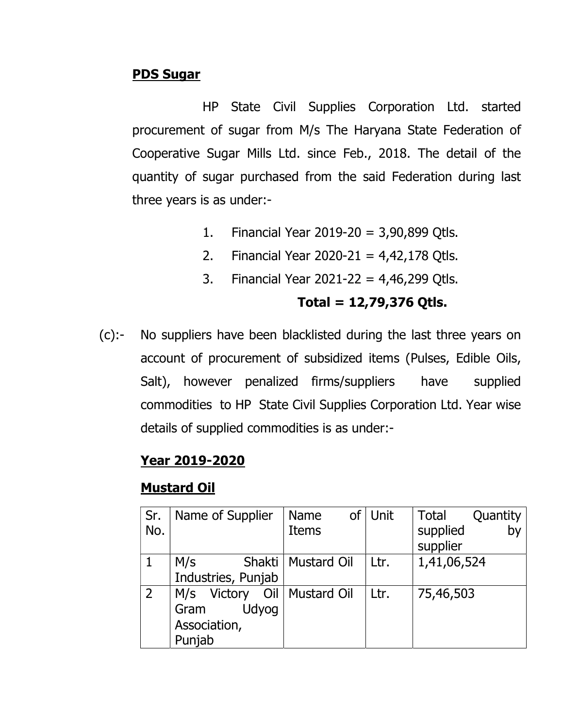**PDS Sugar**

HP State Civil Supplies Corporation Ltd. started procurement of sugar from M/s The Haryana State Federation of Cooperative Sugar Mills Ltd. since Feb., 2018. The detail of the quantity of sugar purchased from the said Federation during last three years is as under:-

1. Financial Year 2019-20 = 3,90,899 Qtls.
2. Financial Year 2020-21 = 4,42,178 Qtls.
3. Financial Year 2021-22 = 4,46,299 Qtls.

**Total = 12,79,376 Qtls.**

(c):- No suppliers have been blacklisted during the last three years on account of procurement of subsidized items (Pulses, Edible Oils, Salt), however penalized firms/suppliers have supplied commodities to HP State Civil Supplies Corporation Ltd. Year wise details of supplied commodities is as under:-

**Year 2019-2020**

**Mustard Oil**

| Sr. No. | Name of Supplier | Name of Items | Unit | Total Quantity supplied by supplier |
|---|---|---|---|---|
| 1 | M/s Shakti Industries, Punjab | Mustard Oil | Ltr. | 1,41,06,524 |
| 2 | M/s Victory Oil Gram Udyog Association, Punjab | Mustard Oil | Ltr. | 75,46,503 |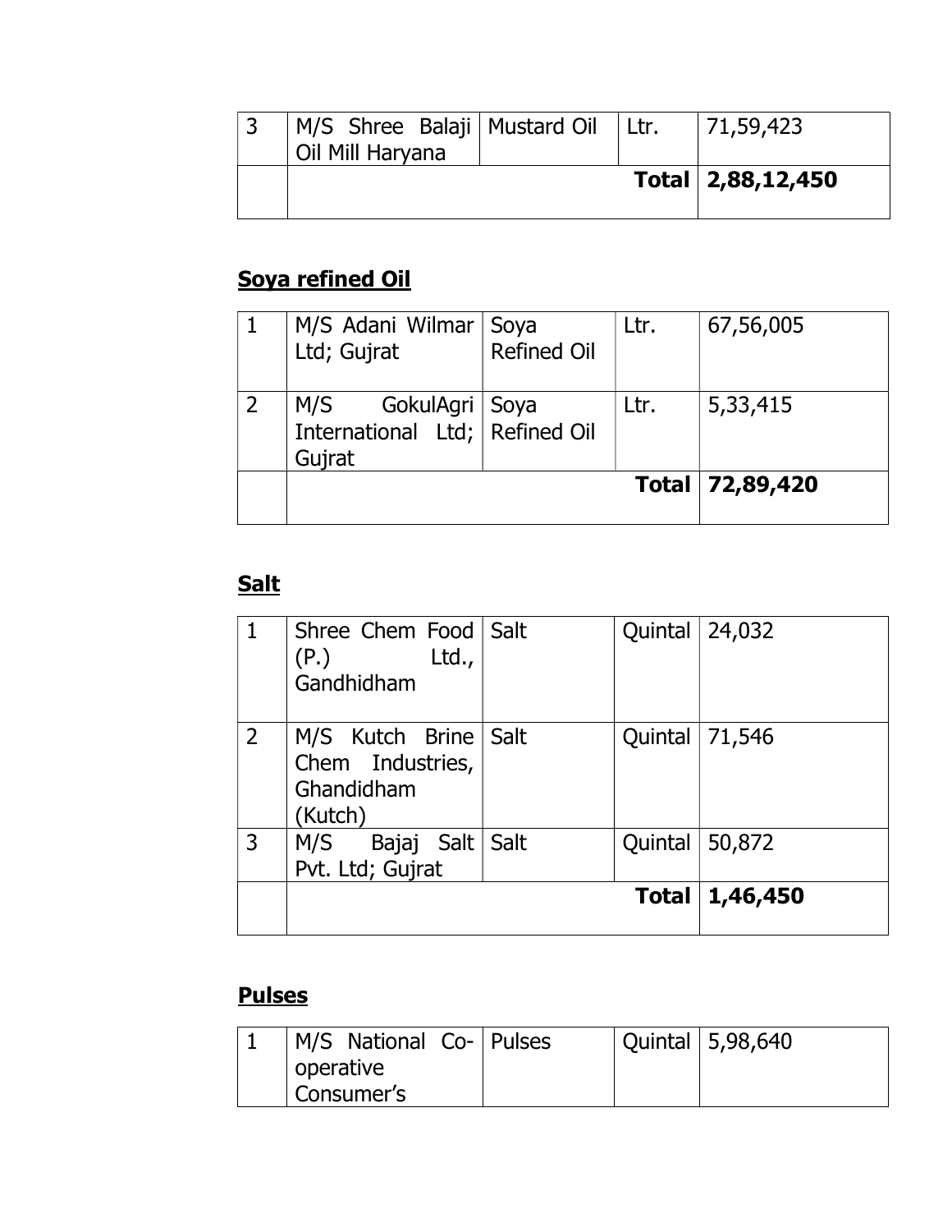| | | | | |
|---|---|---|---|---|
| 3 | M/S Shree Balaji Oil Mill Haryana | Mustard Oil | Ltr. | 71,59,423 |
| | | | **Total** | **2,88,12,450** |

**Soya refined Oil**

| | | | | |
|---|---|---|---|---|
| 1 | M/S Adani Wilmar Ltd; Gujrat | Soya Refined Oil | Ltr. | 67,56,005 |
| 2 | M/S GokulAgri International Ltd; Gujrat | Soya Refined Oil | Ltr. | 5,33,415 |
| | | | **Total** | **72,89,420** |

**Salt**

| | | | | |
|---|---|---|---|---|
| 1 | Shree Chem Food (P.) Ltd., Gandhidham | Salt | Quintal | 24,032 |
| 2 | M/S Kutch Brine Chem Industries, Ghandidham (Kutch) | Salt | Quintal | 71,546 |
| 3 | M/S Bajaj Salt Pvt. Ltd; Gujrat | Salt | Quintal | 50,872 |
| | | | **Total** | **1,46,450** |

**Pulses**

| | | | | |
|---|---|---|---|---|
| 1 | M/S National Co-operative Consumer's | Pulses | Quintal | 5,98,640 |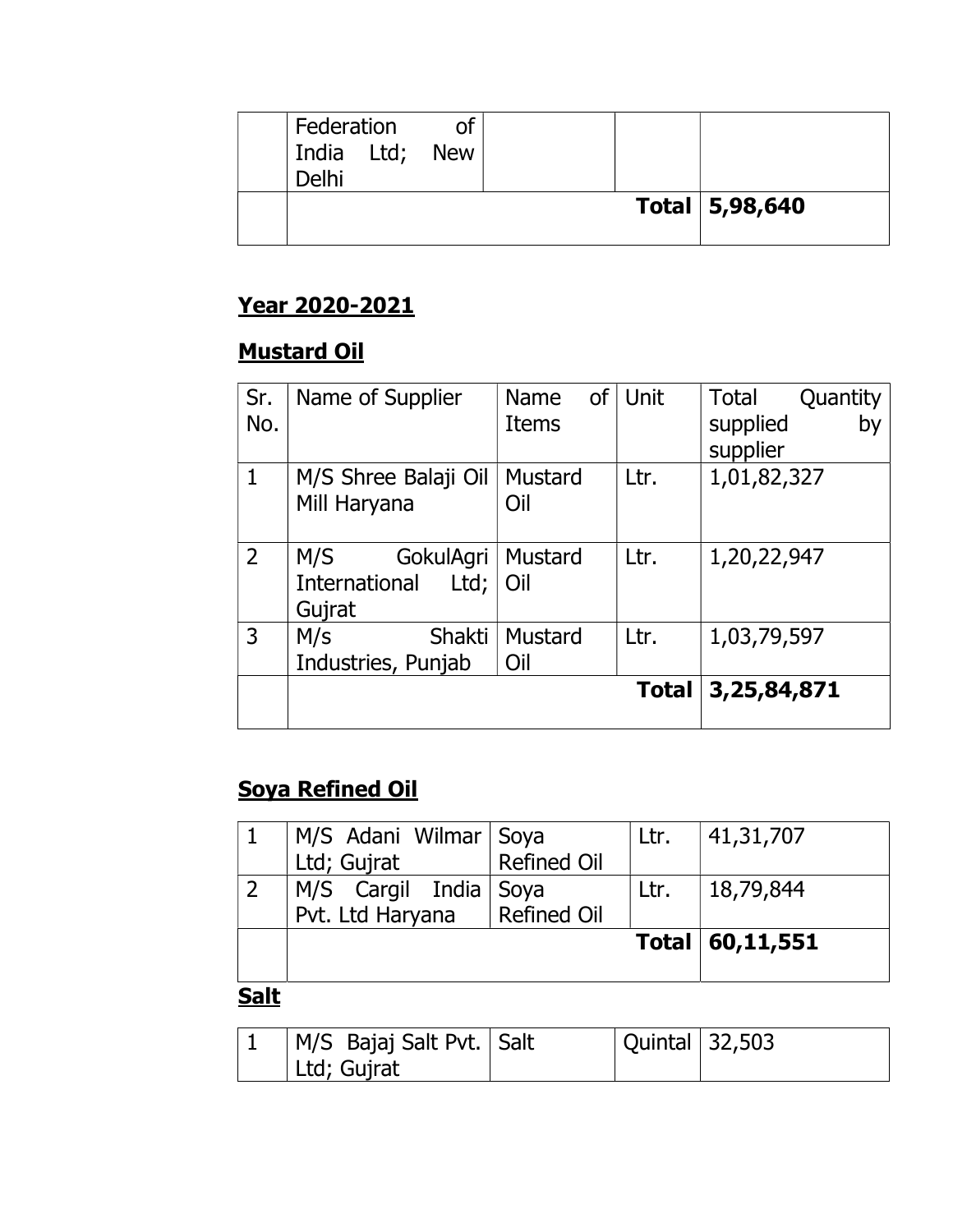| | Federation of India Ltd; New Delhi | | | |
|---|---|---|---|---|
| | | | **Total** | **5,98,640** |

**Year 2020-2021**

**Mustard Oil**

| Sr. No. | Name of Supplier | Name of Items | Unit | Total Quantity supplied by supplier |
|---|---|---|---|---|
| 1 | M/S Shree Balaji Oil Mill Haryana | Mustard Oil | Ltr. | 1,01,82,327 |
| 2 | M/S GokulAgri International Ltd; Gujrat | Mustard Oil | Ltr. | 1,20,22,947 |
| 3 | M/s Shakti Industries, Punjab | Mustard Oil | Ltr. | 1,03,79,597 |
| | | | **Total** | **3,25,84,871** |

**Soya Refined Oil**

| | | | | |
|---|---|---|---|---|
| 1 | M/S Adani Wilmar Ltd; Gujrat | Soya Refined Oil | Ltr. | 41,31,707 |
| 2 | M/S Cargil India Pvt. Ltd Haryana | Soya Refined Oil | Ltr. | 18,79,844 |
| | | | **Total** | **60,11,551** |

**Salt**

| | | | | |
|---|---|---|---|---|
| 1 | M/S Bajaj Salt Pvt. Ltd; Gujrat | Salt | Quintal | 32,503 |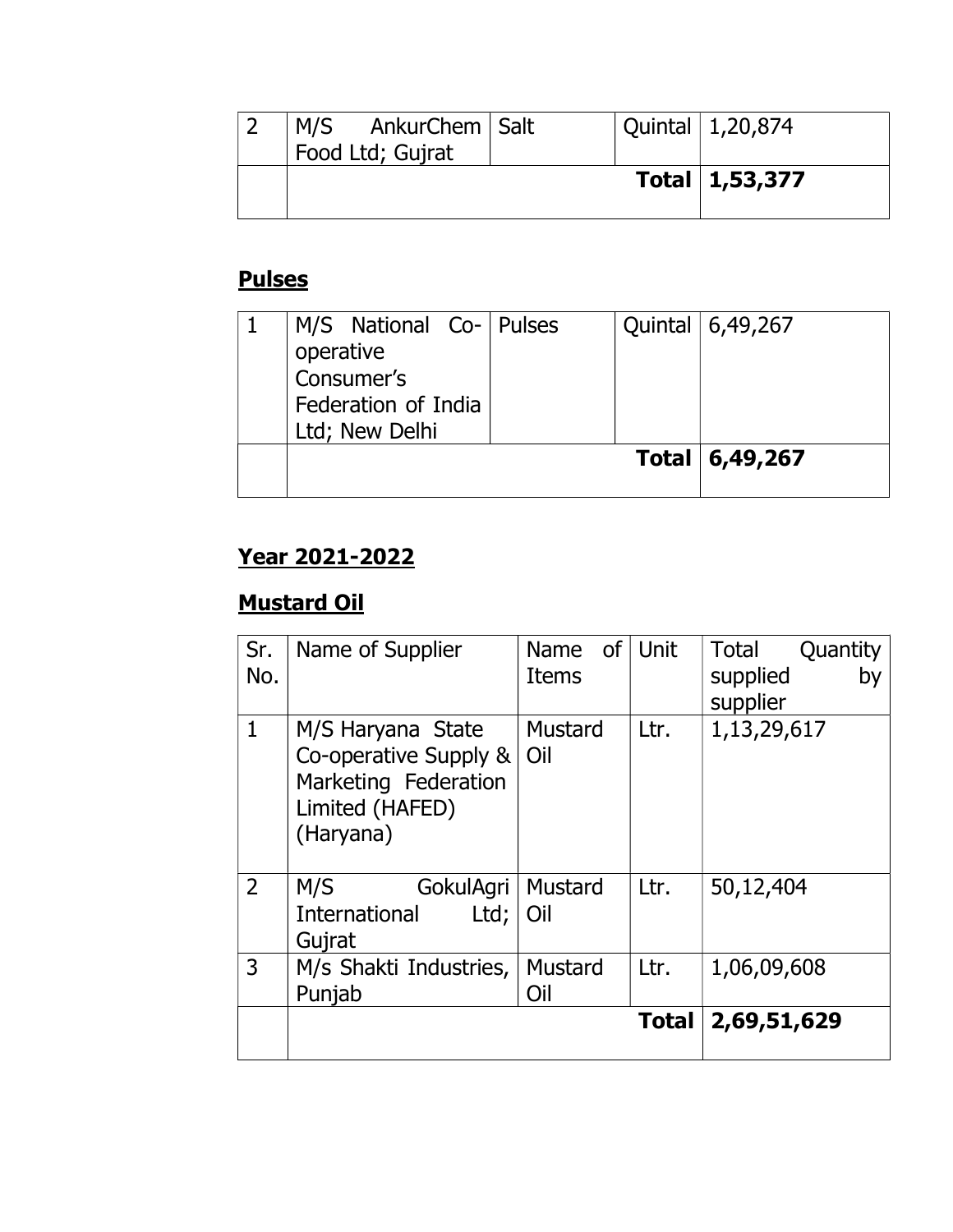| | | | | |
|---|---|---|---|---|
| 2 | M/S AnkurChem Food Ltd; Gujrat | Salt | Quintal | 1,20,874 |
| | | | **Total** | **1,53,377** |

## **Pulses**

| | | | | |
|---|---|---|---|---|
| 1 | M/S National Co-operative Consumer's Federation of India Ltd; New Delhi | Pulses | Quintal | 6,49,267 |
| | | | **Total** | **6,49,267** |

## **Year 2021-2022**

## **Mustard Oil**

| Sr. No. | Name of Supplier | Name of Items | Unit | Total Quantity supplied by supplier |
|---|---|---|---|---|
| 1 | M/S Haryana State Co-operative Supply & Marketing Federation Limited (HAFED) (Haryana) | Mustard Oil | Ltr. | 1,13,29,617 |
| 2 | M/S GokulAgri International Ltd; Gujrat | Mustard Oil | Ltr. | 50,12,404 |
| 3 | M/s Shakti Industries, Punjab | Mustard Oil | Ltr. | 1,06,09,608 |
| | | | **Total** | **2,69,51,629** |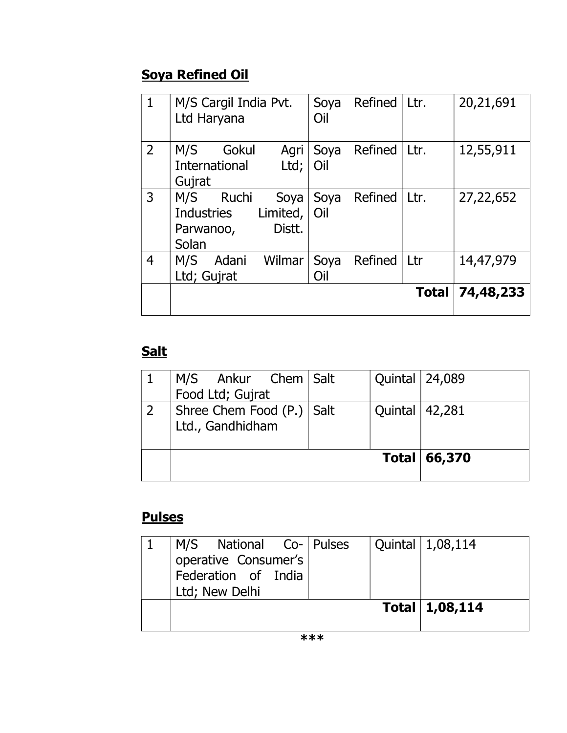**Soya Refined Oil**

| | | | | |
|---|---|---|---|---|
| 1 | M/S Cargil India Pvt. Ltd Haryana | Soya Refined Oil | Ltr. | 20,21,691 |
| 2 | M/S Gokul Agri International Ltd; Gujrat | Soya Refined Oil | Ltr. | 12,55,911 |
| 3 | M/S Ruchi Soya Industries Limited, Parwanoo, Distt. Solan | Soya Refined Oil | Ltr. | 27,22,652 |
| 4 | M/S Adani Wilmar Ltd; Gujrat | Soya Refined Oil | Ltr | 14,47,979 |
| | | | **Total** | **74,48,233** |

**Salt**

| | | | | |
|---|---|---|---|---|
| 1 | M/S Ankur Chem Food Ltd; Gujrat | Salt | Quintal | 24,089 |
| 2 | Shree Chem Food (P.) Ltd., Gandhidham | Salt | Quintal | 42,281 |
| | | | **Total** | **66,370** |

**Pulses**

| | | | | |
|---|---|---|---|---|
| 1 | M/S National Co-operative Consumer's Federation of India Ltd; New Delhi | Pulses | Quintal | 1,08,114 |
| | | | **Total** | **1,08,114** |

***